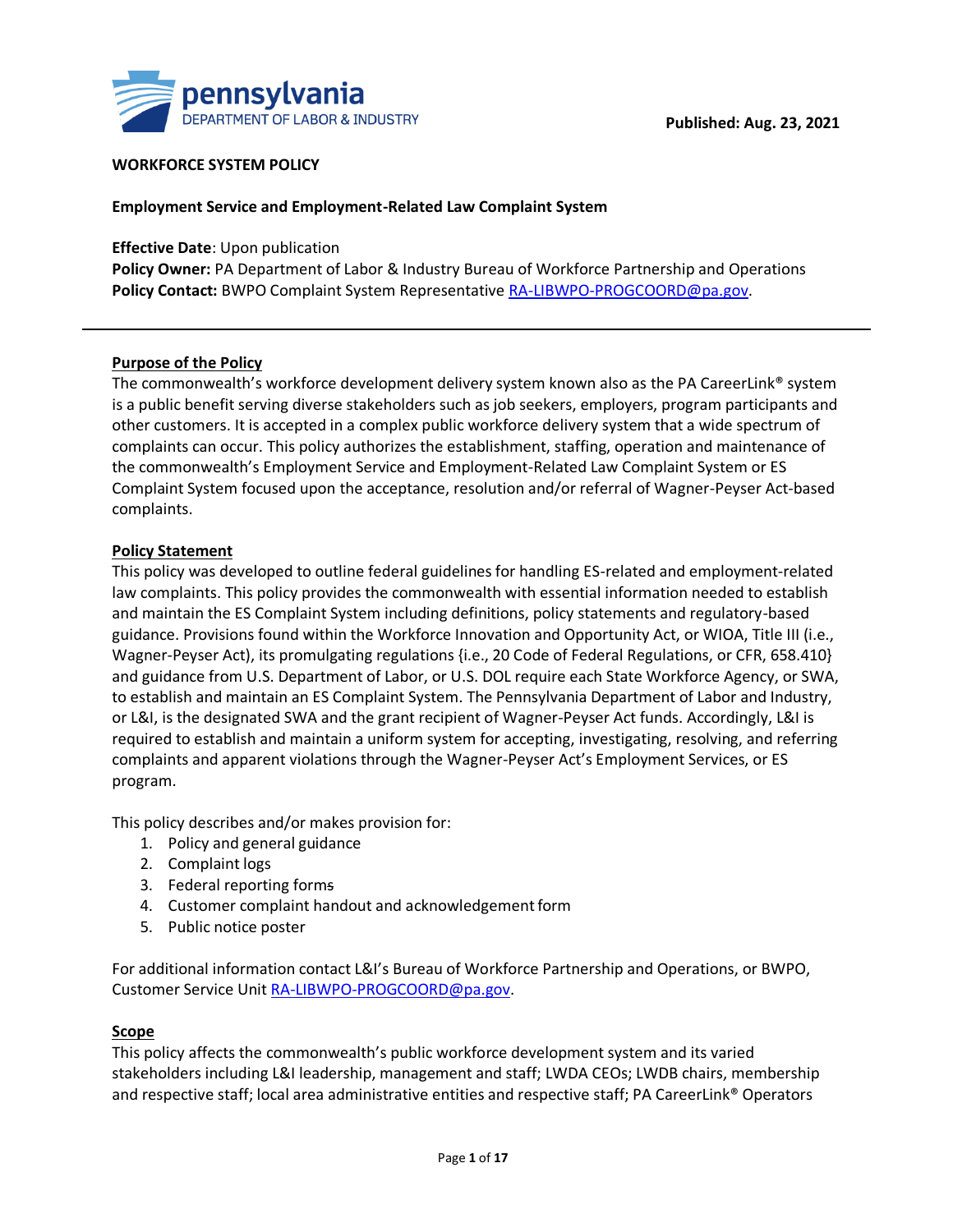pennsylvania
DEPARTMENT OF LABOR & INDUSTRY

**Published: Aug. 23, 2021**

**WORKFORCE SYSTEM POLICY**

**Employment Service and Employment-Related Law Complaint System**

**Effective Date**: Upon publication
**Policy Owner:** PA Department of Labor & Industry Bureau of Workforce Partnership and Operations
**Policy Contact:** BWPO Complaint System Representative RA-LIBWPO-PROGCOORD@pa.gov.

---

## Purpose of the Policy

The commonwealth's workforce development delivery system known also as the PA CareerLink® system is a public benefit serving diverse stakeholders such as job seekers, employers, program participants and other customers. It is accepted in a complex public workforce delivery system that a wide spectrum of complaints can occur. This policy authorizes the establishment, staffing, operation and maintenance of the commonwealth's Employment Service and Employment-Related Law Complaint System or ES Complaint System focused upon the acceptance, resolution and/or referral of Wagner-Peyser Act-based complaints.

## Policy Statement

This policy was developed to outline federal guidelines for handling ES-related and employment-related law complaints. This policy provides the commonwealth with essential information needed to establish and maintain the ES Complaint System including definitions, policy statements and regulatory-based guidance. Provisions found within the Workforce Innovation and Opportunity Act, or WIOA, Title III (i.e., Wagner-Peyser Act), its promulgating regulations {i.e., 20 Code of Federal Regulations, or CFR, 658.410} and guidance from U.S. Department of Labor, or U.S. DOL require each State Workforce Agency, or SWA, to establish and maintain an ES Complaint System. The Pennsylvania Department of Labor and Industry, or L&I, is the designated SWA and the grant recipient of Wagner-Peyser Act funds. Accordingly, L&I is required to establish and maintain a uniform system for accepting, investigating, resolving, and referring complaints and apparent violations through the Wagner-Peyser Act's Employment Services, or ES program.

This policy describes and/or makes provision for:

1. Policy and general guidance
2. Complaint logs
3. Federal reporting forms
4. Customer complaint handout and acknowledgement form
5. Public notice poster

For additional information contact L&I's Bureau of Workforce Partnership and Operations, or BWPO, Customer Service Unit RA-LIBWPO-PROGCOORD@pa.gov.

## Scope

This policy affects the commonwealth's public workforce development system and its varied stakeholders including L&I leadership, management and staff; LWDA CEOs; LWDB chairs, membership and respective staff; local area administrative entities and respective staff; PA CareerLink® Operators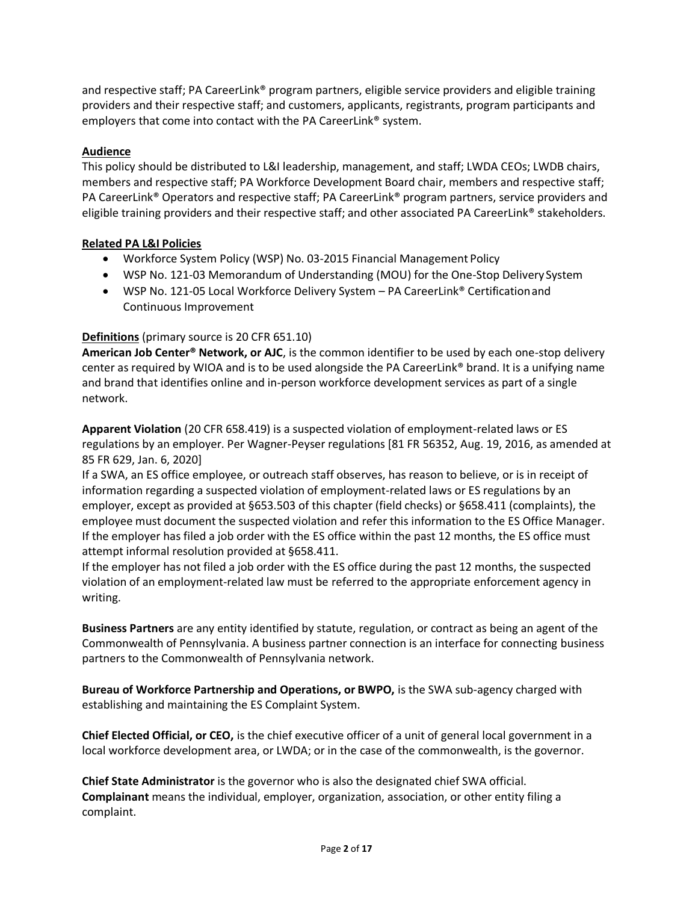and respective staff; PA CareerLink® program partners, eligible service providers and eligible training providers and their respective staff; and customers, applicants, registrants, program participants and employers that come into contact with the PA CareerLink® system.

## Audience

This policy should be distributed to L&I leadership, management, and staff; LWDA CEOs; LWDB chairs, members and respective staff; PA Workforce Development Board chair, members and respective staff; PA CareerLink® Operators and respective staff; PA CareerLink® program partners, service providers and eligible training providers and their respective staff; and other associated PA CareerLink® stakeholders.

## Related PA L&I Policies

- Workforce System Policy (WSP) No. 03-2015 Financial Management Policy
- WSP No. 121-03 Memorandum of Understanding (MOU) for the One-Stop Delivery System
- WSP No. 121-05 Local Workforce Delivery System – PA CareerLink® Certification and Continuous Improvement

## Definitions (primary source is 20 CFR 651.10)

**American Job Center® Network, or AJC**, is the common identifier to be used by each one-stop delivery center as required by WIOA and is to be used alongside the PA CareerLink® brand. It is a unifying name and brand that identifies online and in-person workforce development services as part of a single network.

**Apparent Violation** (20 CFR 658.419) is a suspected violation of employment-related laws or ES regulations by an employer. Per Wagner-Peyser regulations [81 FR 56352, Aug. 19, 2016, as amended at 85 FR 629, Jan. 6, 2020]

If a SWA, an ES office employee, or outreach staff observes, has reason to believe, or is in receipt of information regarding a suspected violation of employment-related laws or ES regulations by an employer, except as provided at §653.503 of this chapter (field checks) or §658.411 (complaints), the employee must document the suspected violation and refer this information to the ES Office Manager. If the employer has filed a job order with the ES office within the past 12 months, the ES office must attempt informal resolution provided at §658.411.

If the employer has not filed a job order with the ES office during the past 12 months, the suspected violation of an employment-related law must be referred to the appropriate enforcement agency in writing.

**Business Partners** are any entity identified by statute, regulation, or contract as being an agent of the Commonwealth of Pennsylvania. A business partner connection is an interface for connecting business partners to the Commonwealth of Pennsylvania network.

**Bureau of Workforce Partnership and Operations, or BWPO,** is the SWA sub-agency charged with establishing and maintaining the ES Complaint System.

**Chief Elected Official, or CEO,** is the chief executive officer of a unit of general local government in a local workforce development area, or LWDA; or in the case of the commonwealth, is the governor.

**Chief State Administrator** is the governor who is also the designated chief SWA official.

**Complainant** means the individual, employer, organization, association, or other entity filing a complaint.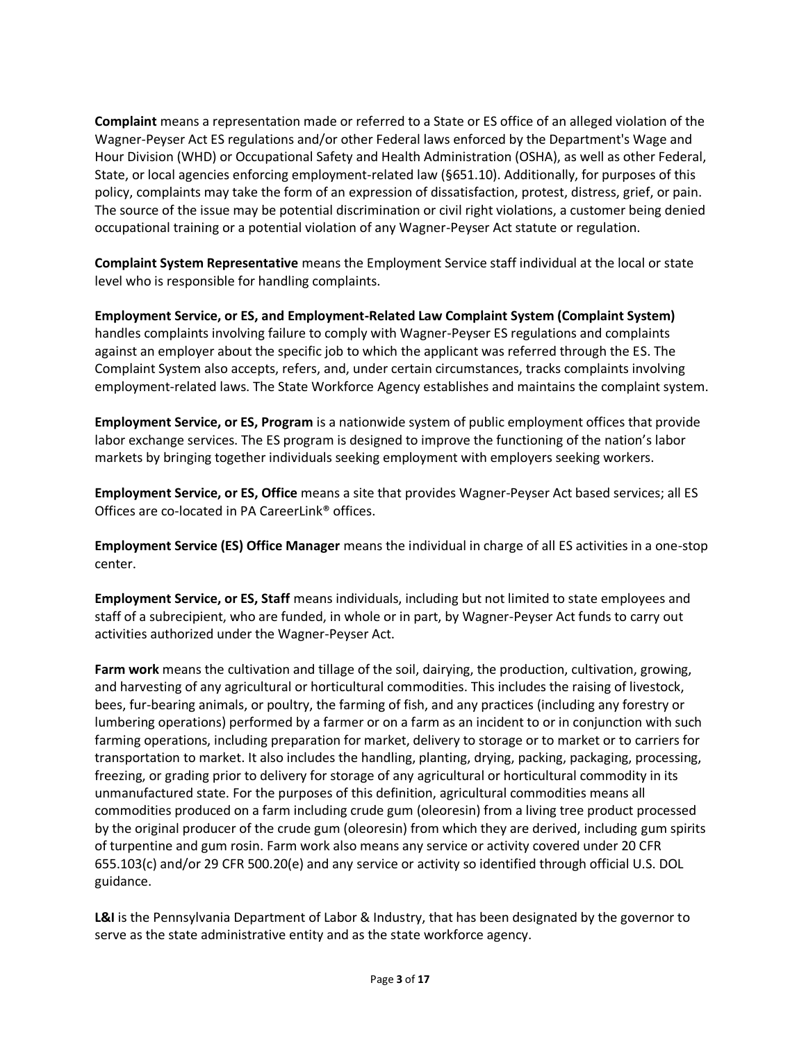**Complaint** means a representation made or referred to a State or ES office of an alleged violation of the Wagner-Peyser Act ES regulations and/or other Federal laws enforced by the Department's Wage and Hour Division (WHD) or Occupational Safety and Health Administration (OSHA), as well as other Federal, State, or local agencies enforcing employment-related law (§651.10). Additionally, for purposes of this policy, complaints may take the form of an expression of dissatisfaction, protest, distress, grief, or pain. The source of the issue may be potential discrimination or civil right violations, a customer being denied occupational training or a potential violation of any Wagner-Peyser Act statute or regulation.

**Complaint System Representative** means the Employment Service staff individual at the local or state level who is responsible for handling complaints.

**Employment Service, or ES, and Employment-Related Law Complaint System (Complaint System)** handles complaints involving failure to comply with Wagner-Peyser ES regulations and complaints against an employer about the specific job to which the applicant was referred through the ES. The Complaint System also accepts, refers, and, under certain circumstances, tracks complaints involving employment-related laws. The State Workforce Agency establishes and maintains the complaint system.

**Employment Service, or ES, Program** is a nationwide system of public employment offices that provide labor exchange services. The ES program is designed to improve the functioning of the nation's labor markets by bringing together individuals seeking employment with employers seeking workers.

**Employment Service, or ES, Office** means a site that provides Wagner-Peyser Act based services; all ES Offices are co-located in PA CareerLink® offices.

**Employment Service (ES) Office Manager** means the individual in charge of all ES activities in a one-stop center.

**Employment Service, or ES, Staff** means individuals, including but not limited to state employees and staff of a subrecipient, who are funded, in whole or in part, by Wagner-Peyser Act funds to carry out activities authorized under the Wagner-Peyser Act.

**Farm work** means the cultivation and tillage of the soil, dairying, the production, cultivation, growing, and harvesting of any agricultural or horticultural commodities. This includes the raising of livestock, bees, fur-bearing animals, or poultry, the farming of fish, and any practices (including any forestry or lumbering operations) performed by a farmer or on a farm as an incident to or in conjunction with such farming operations, including preparation for market, delivery to storage or to market or to carriers for transportation to market. It also includes the handling, planting, drying, packing, packaging, processing, freezing, or grading prior to delivery for storage of any agricultural or horticultural commodity in its unmanufactured state. For the purposes of this definition, agricultural commodities means all commodities produced on a farm including crude gum (oleoresin) from a living tree product processed by the original producer of the crude gum (oleoresin) from which they are derived, including gum spirits of turpentine and gum rosin. Farm work also means any service or activity covered under 20 CFR 655.103(c) and/or 29 CFR 500.20(e) and any service or activity so identified through official U.S. DOL guidance.

**L&I** is the Pennsylvania Department of Labor & Industry, that has been designated by the governor to serve as the state administrative entity and as the state workforce agency.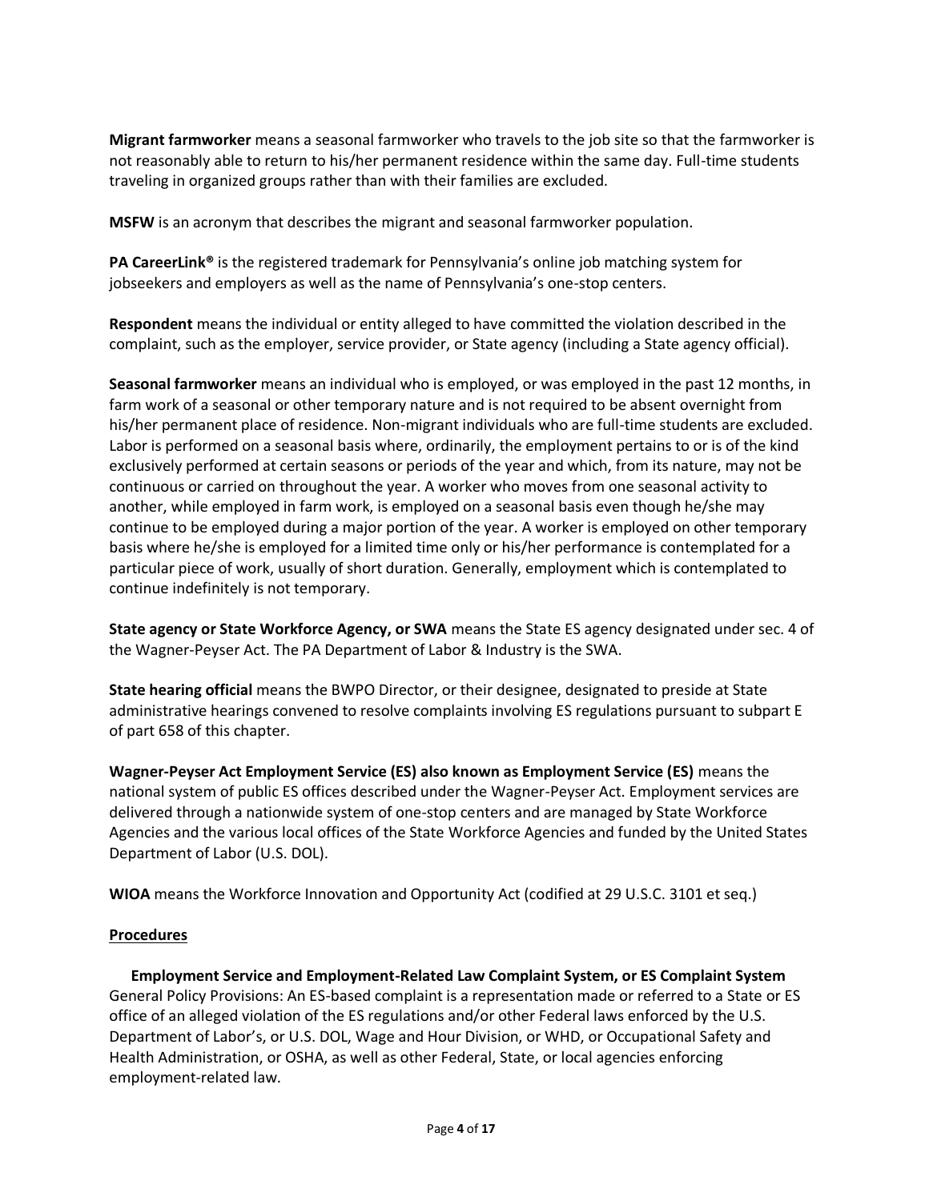**Migrant farmworker** means a seasonal farmworker who travels to the job site so that the farmworker is not reasonably able to return to his/her permanent residence within the same day. Full-time students traveling in organized groups rather than with their families are excluded.

**MSFW** is an acronym that describes the migrant and seasonal farmworker population.

**PA CareerLink®** is the registered trademark for Pennsylvania's online job matching system for jobseekers and employers as well as the name of Pennsylvania's one-stop centers.

**Respondent** means the individual or entity alleged to have committed the violation described in the complaint, such as the employer, service provider, or State agency (including a State agency official).

**Seasonal farmworker** means an individual who is employed, or was employed in the past 12 months, in farm work of a seasonal or other temporary nature and is not required to be absent overnight from his/her permanent place of residence. Non-migrant individuals who are full-time students are excluded. Labor is performed on a seasonal basis where, ordinarily, the employment pertains to or is of the kind exclusively performed at certain seasons or periods of the year and which, from its nature, may not be continuous or carried on throughout the year. A worker who moves from one seasonal activity to another, while employed in farm work, is employed on a seasonal basis even though he/she may continue to be employed during a major portion of the year. A worker is employed on other temporary basis where he/she is employed for a limited time only or his/her performance is contemplated for a particular piece of work, usually of short duration. Generally, employment which is contemplated to continue indefinitely is not temporary.

**State agency or State Workforce Agency, or SWA** means the State ES agency designated under sec. 4 of the Wagner-Peyser Act. The PA Department of Labor & Industry is the SWA.

**State hearing official** means the BWPO Director, or their designee, designated to preside at State administrative hearings convened to resolve complaints involving ES regulations pursuant to subpart E of part 658 of this chapter.

**Wagner-Peyser Act Employment Service (ES) also known as Employment Service (ES)** means the national system of public ES offices described under the Wagner-Peyser Act. Employment services are delivered through a nationwide system of one-stop centers and are managed by State Workforce Agencies and the various local offices of the State Workforce Agencies and funded by the United States Department of Labor (U.S. DOL).

**WIOA** means the Workforce Innovation and Opportunity Act (codified at 29 U.S.C. 3101 et seq.)

## Procedures

### Employment Service and Employment-Related Law Complaint System, or ES Complaint System

General Policy Provisions: An ES-based complaint is a representation made or referred to a State or ES office of an alleged violation of the ES regulations and/or other Federal laws enforced by the U.S. Department of Labor's, or U.S. DOL, Wage and Hour Division, or WHD, or Occupational Safety and Health Administration, or OSHA, as well as other Federal, State, or local agencies enforcing employment-related law.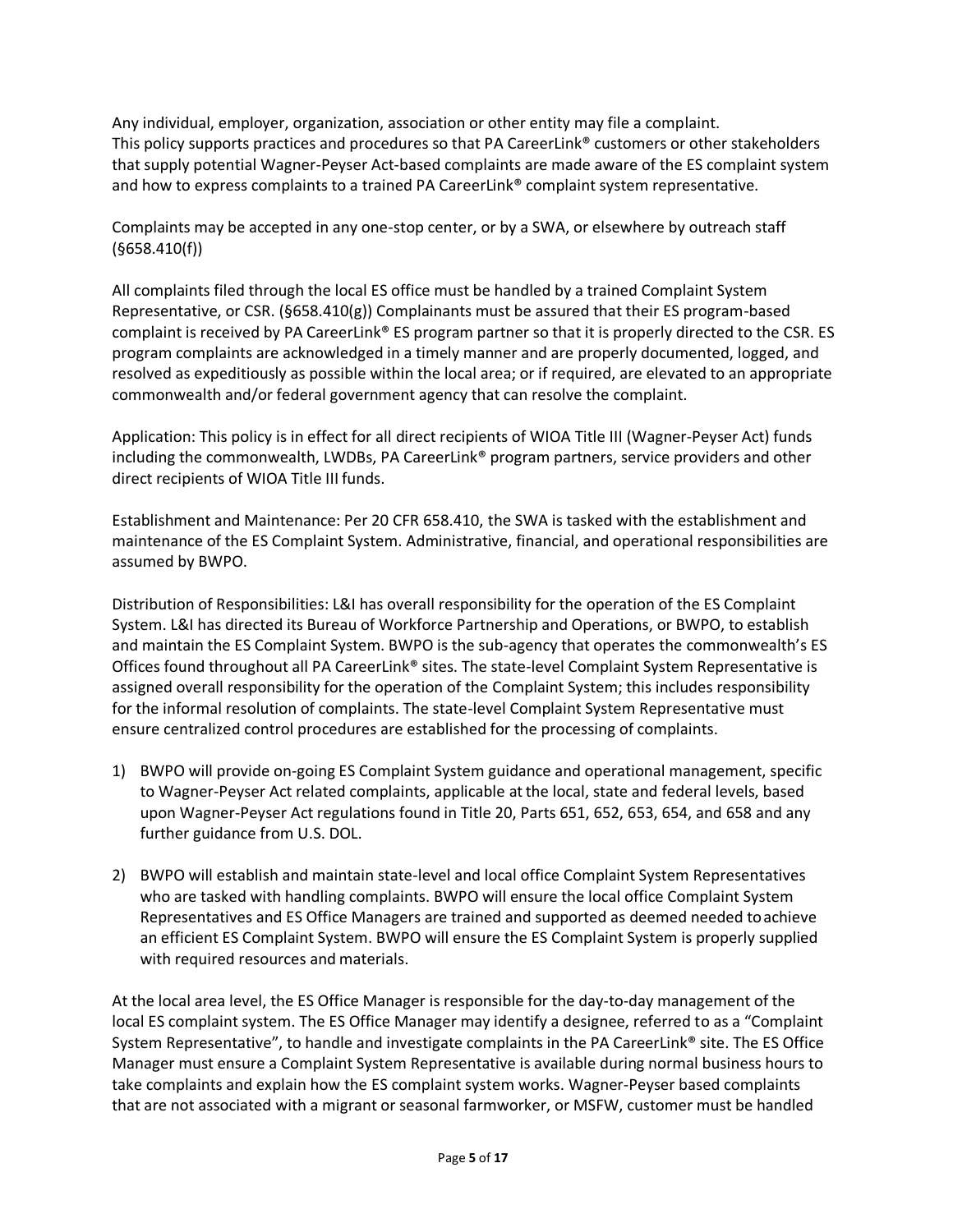Any individual, employer, organization, association or other entity may file a complaint. This policy supports practices and procedures so that PA CareerLink® customers or other stakeholders that supply potential Wagner-Peyser Act-based complaints are made aware of the ES complaint system and how to express complaints to a trained PA CareerLink® complaint system representative.

Complaints may be accepted in any one-stop center, or by a SWA, or elsewhere by outreach staff (§658.410(f))

All complaints filed through the local ES office must be handled by a trained Complaint System Representative, or CSR. (§658.410(g)) Complainants must be assured that their ES program-based complaint is received by PA CareerLink® ES program partner so that it is properly directed to the CSR. ES program complaints are acknowledged in a timely manner and are properly documented, logged, and resolved as expeditiously as possible within the local area; or if required, are elevated to an appropriate commonwealth and/or federal government agency that can resolve the complaint.

Application: This policy is in effect for all direct recipients of WIOA Title III (Wagner-Peyser Act) funds including the commonwealth, LWDBs, PA CareerLink® program partners, service providers and other direct recipients of WIOA Title III funds.

Establishment and Maintenance: Per 20 CFR 658.410, the SWA is tasked with the establishment and maintenance of the ES Complaint System. Administrative, financial, and operational responsibilities are assumed by BWPO.

Distribution of Responsibilities: L&I has overall responsibility for the operation of the ES Complaint System. L&I has directed its Bureau of Workforce Partnership and Operations, or BWPO, to establish and maintain the ES Complaint System. BWPO is the sub-agency that operates the commonwealth's ES Offices found throughout all PA CareerLink® sites. The state-level Complaint System Representative is assigned overall responsibility for the operation of the Complaint System; this includes responsibility for the informal resolution of complaints. The state-level Complaint System Representative must ensure centralized control procedures are established for the processing of complaints.

1) BWPO will provide on-going ES Complaint System guidance and operational management, specific to Wagner-Peyser Act related complaints, applicable at the local, state and federal levels, based upon Wagner-Peyser Act regulations found in Title 20, Parts 651, 652, 653, 654, and 658 and any further guidance from U.S. DOL.

2) BWPO will establish and maintain state-level and local office Complaint System Representatives who are tasked with handling complaints. BWPO will ensure the local office Complaint System Representatives and ES Office Managers are trained and supported as deemed needed to achieve an efficient ES Complaint System. BWPO will ensure the ES Complaint System is properly supplied with required resources and materials.

At the local area level, the ES Office Manager is responsible for the day-to-day management of the local ES complaint system. The ES Office Manager may identify a designee, referred to as a "Complaint System Representative", to handle and investigate complaints in the PA CareerLink® site. The ES Office Manager must ensure a Complaint System Representative is available during normal business hours to take complaints and explain how the ES complaint system works. Wagner-Peyser based complaints that are not associated with a migrant or seasonal farmworker, or MSFW, customer must be handled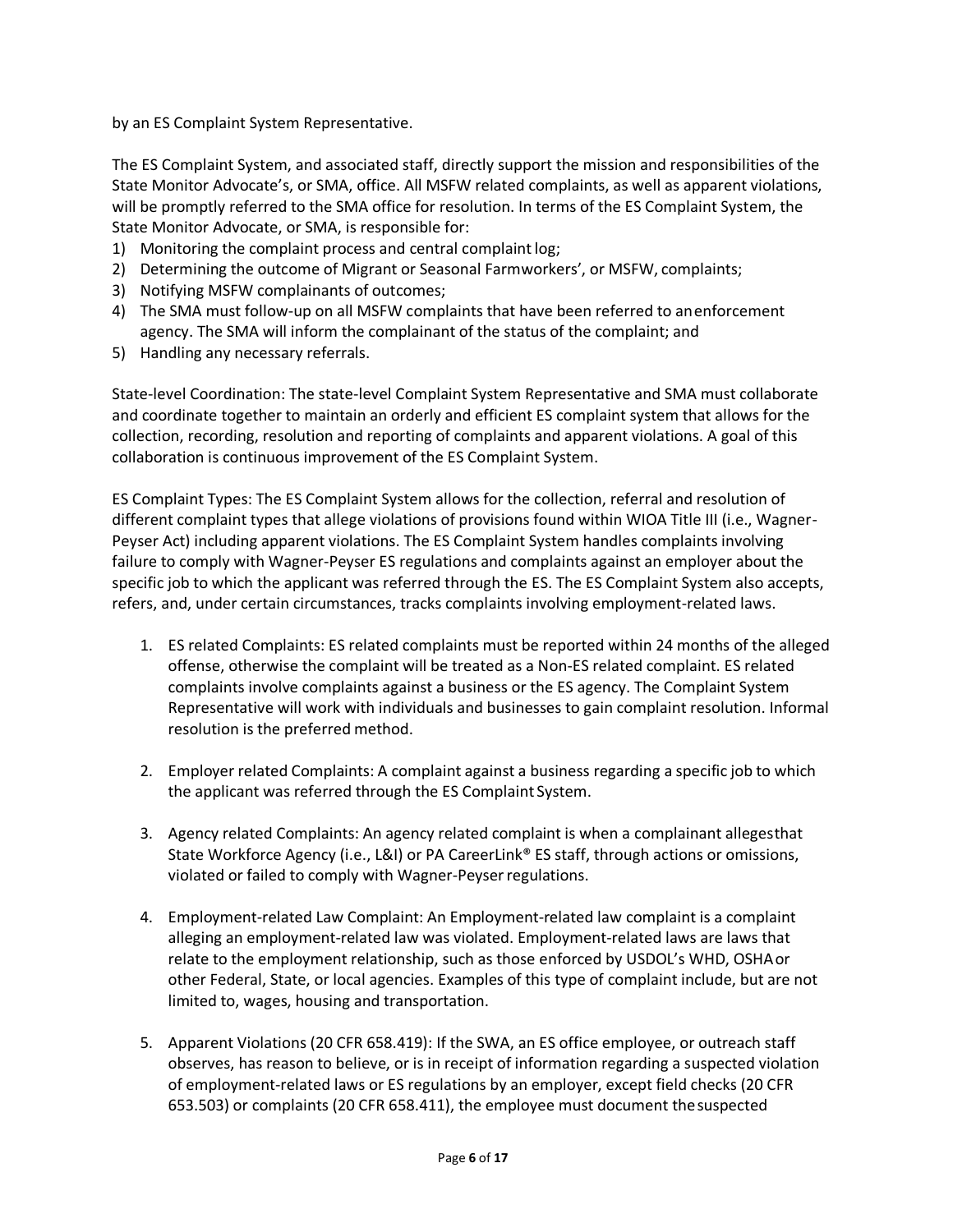by an ES Complaint System Representative.

The ES Complaint System, and associated staff, directly support the mission and responsibilities of the State Monitor Advocate's, or SMA, office. All MSFW related complaints, as well as apparent violations, will be promptly referred to the SMA office for resolution. In terms of the ES Complaint System, the State Monitor Advocate, or SMA, is responsible for:

1) Monitoring the complaint process and central complaint log;
2) Determining the outcome of Migrant or Seasonal Farmworkers', or MSFW, complaints;
3) Notifying MSFW complainants of outcomes;
4) The SMA must follow-up on all MSFW complaints that have been referred to an enforcement agency. The SMA will inform the complainant of the status of the complaint; and
5) Handling any necessary referrals.

State-level Coordination: The state-level Complaint System Representative and SMA must collaborate and coordinate together to maintain an orderly and efficient ES complaint system that allows for the collection, recording, resolution and reporting of complaints and apparent violations. A goal of this collaboration is continuous improvement of the ES Complaint System.

ES Complaint Types: The ES Complaint System allows for the collection, referral and resolution of different complaint types that allege violations of provisions found within WIOA Title III (i.e., Wagner-Peyser Act) including apparent violations. The ES Complaint System handles complaints involving failure to comply with Wagner-Peyser ES regulations and complaints against an employer about the specific job to which the applicant was referred through the ES. The ES Complaint System also accepts, refers, and, under certain circumstances, tracks complaints involving employment-related laws.

1. ES related Complaints: ES related complaints must be reported within 24 months of the alleged offense, otherwise the complaint will be treated as a Non-ES related complaint. ES related complaints involve complaints against a business or the ES agency. The Complaint System Representative will work with individuals and businesses to gain complaint resolution. Informal resolution is the preferred method.

2. Employer related Complaints: A complaint against a business regarding a specific job to which the applicant was referred through the ES Complaint System.

3. Agency related Complaints: An agency related complaint is when a complainant alleges that State Workforce Agency (i.e., L&I) or PA CareerLink® ES staff, through actions or omissions, violated or failed to comply with Wagner-Peyser regulations.

4. Employment-related Law Complaint: An Employment-related law complaint is a complaint alleging an employment-related law was violated. Employment-related laws are laws that relate to the employment relationship, such as those enforced by USDOL's WHD, OSHA or other Federal, State, or local agencies. Examples of this type of complaint include, but are not limited to, wages, housing and transportation.

5. Apparent Violations (20 CFR 658.419): If the SWA, an ES office employee, or outreach staff observes, has reason to believe, or is in receipt of information regarding a suspected violation of employment-related laws or ES regulations by an employer, except field checks (20 CFR 653.503) or complaints (20 CFR 658.411), the employee must document the suspected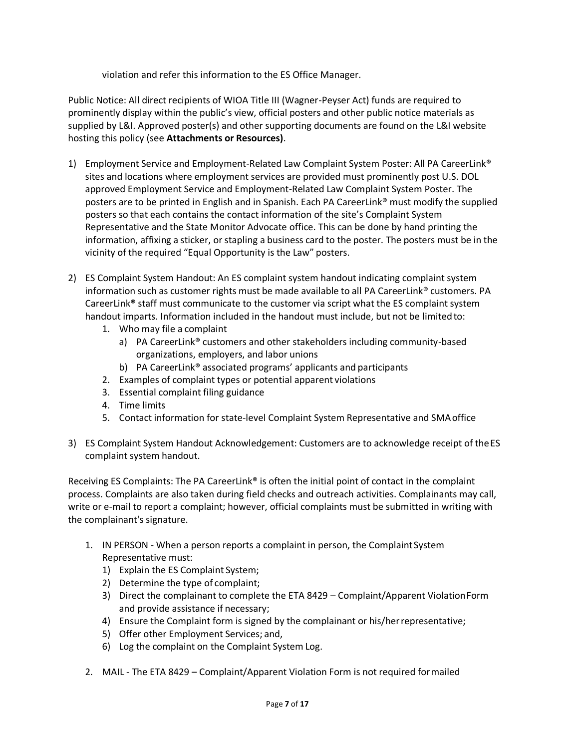violation and refer this information to the ES Office Manager.

Public Notice: All direct recipients of WIOA Title III (Wagner-Peyser Act) funds are required to prominently display within the public's view, official posters and other public notice materials as supplied by L&I. Approved poster(s) and other supporting documents are found on the L&I website hosting this policy (see **Attachments or Resources)**.

1) Employment Service and Employment-Related Law Complaint System Poster: All PA CareerLink® sites and locations where employment services are provided must prominently post U.S. DOL approved Employment Service and Employment-Related Law Complaint System Poster. The posters are to be printed in English and in Spanish. Each PA CareerLink® must modify the supplied posters so that each contains the contact information of the site's Complaint System Representative and the State Monitor Advocate office. This can be done by hand printing the information, affixing a sticker, or stapling a business card to the poster. The posters must be in the vicinity of the required "Equal Opportunity is the Law" posters.

2) ES Complaint System Handout: An ES complaint system handout indicating complaint system information such as customer rights must be made available to all PA CareerLink® customers. PA CareerLink® staff must communicate to the customer via script what the ES complaint system handout imparts. Information included in the handout must include, but not be limited to:
   1. Who may file a complaint
      a) PA CareerLink® customers and other stakeholders including community-based organizations, employers, and labor unions
      b) PA CareerLink® associated programs' applicants and participants
   2. Examples of complaint types or potential apparent violations
   3. Essential complaint filing guidance
   4. Time limits
   5. Contact information for state-level Complaint System Representative and SMA office

3) ES Complaint System Handout Acknowledgement: Customers are to acknowledge receipt of the ES complaint system handout.

Receiving ES Complaints: The PA CareerLink® is often the initial point of contact in the complaint process. Complaints are also taken during field checks and outreach activities. Complainants may call, write or e-mail to report a complaint; however, official complaints must be submitted in writing with the complainant's signature.

1. IN PERSON - When a person reports a complaint in person, the Complaint System Representative must:
   1) Explain the ES Complaint System;
   2) Determine the type of complaint;
   3) Direct the complainant to complete the ETA 8429 – Complaint/Apparent Violation Form and provide assistance if necessary;
   4) Ensure the Complaint form is signed by the complainant or his/her representative;
   5) Offer other Employment Services; and,
   6) Log the complaint on the Complaint System Log.

2. MAIL - The ETA 8429 – Complaint/Apparent Violation Form is not required for mailed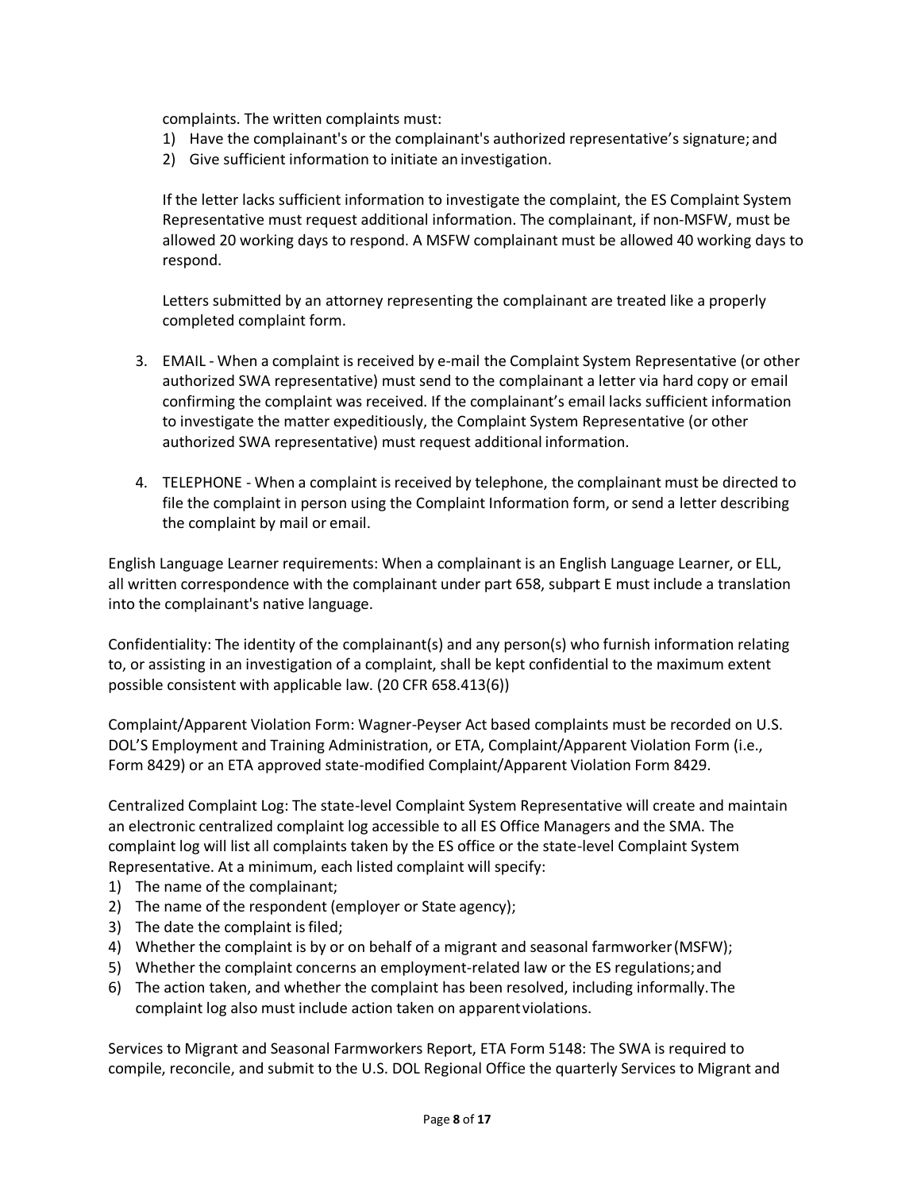complaints. The written complaints must:

1) Have the complainant's or the complainant's authorized representative's signature; and
2) Give sufficient information to initiate an investigation.

If the letter lacks sufficient information to investigate the complaint, the ES Complaint System Representative must request additional information. The complainant, if non-MSFW, must be allowed 20 working days to respond. A MSFW complainant must be allowed 40 working days to respond.

Letters submitted by an attorney representing the complainant are treated like a properly completed complaint form.

3. EMAIL - When a complaint is received by e-mail the Complaint System Representative (or other authorized SWA representative) must send to the complainant a letter via hard copy or email confirming the complaint was received. If the complainant's email lacks sufficient information to investigate the matter expeditiously, the Complaint System Representative (or other authorized SWA representative) must request additional information.

4. TELEPHONE - When a complaint is received by telephone, the complainant must be directed to file the complaint in person using the Complaint Information form, or send a letter describing the complaint by mail or email.

English Language Learner requirements: When a complainant is an English Language Learner, or ELL, all written correspondence with the complainant under part 658, subpart E must include a translation into the complainant's native language.

Confidentiality: The identity of the complainant(s) and any person(s) who furnish information relating to, or assisting in an investigation of a complaint, shall be kept confidential to the maximum extent possible consistent with applicable law. (20 CFR 658.413(6))

Complaint/Apparent Violation Form: Wagner-Peyser Act based complaints must be recorded on U.S. DOL'S Employment and Training Administration, or ETA, Complaint/Apparent Violation Form (i.e., Form 8429) or an ETA approved state-modified Complaint/Apparent Violation Form 8429.

Centralized Complaint Log: The state-level Complaint System Representative will create and maintain an electronic centralized complaint log accessible to all ES Office Managers and the SMA. The complaint log will list all complaints taken by the ES office or the state-level Complaint System Representative. At a minimum, each listed complaint will specify:

1) The name of the complainant;
2) The name of the respondent (employer or State agency);
3) The date the complaint is filed;
4) Whether the complaint is by or on behalf of a migrant and seasonal farmworker (MSFW);
5) Whether the complaint concerns an employment-related law or the ES regulations; and
6) The action taken, and whether the complaint has been resolved, including informally. The complaint log also must include action taken on apparent violations.

Services to Migrant and Seasonal Farmworkers Report, ETA Form 5148: The SWA is required to compile, reconcile, and submit to the U.S. DOL Regional Office the quarterly Services to Migrant and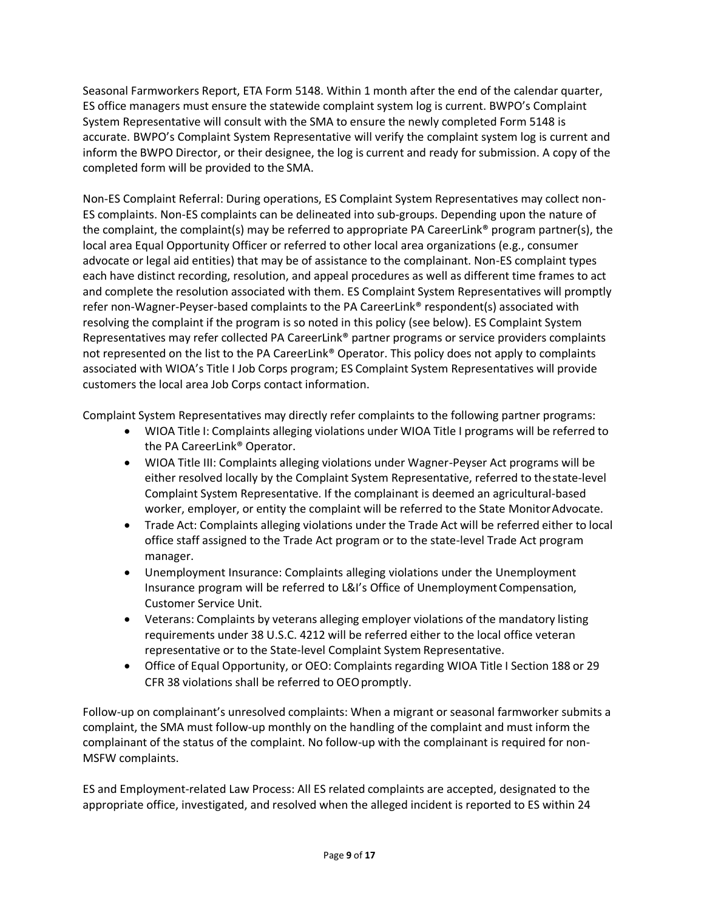Seasonal Farmworkers Report, ETA Form 5148. Within 1 month after the end of the calendar quarter, ES office managers must ensure the statewide complaint system log is current. BWPO's Complaint System Representative will consult with the SMA to ensure the newly completed Form 5148 is accurate. BWPO's Complaint System Representative will verify the complaint system log is current and inform the BWPO Director, or their designee, the log is current and ready for submission. A copy of the completed form will be provided to the SMA.

Non-ES Complaint Referral: During operations, ES Complaint System Representatives may collect non-ES complaints. Non-ES complaints can be delineated into sub-groups. Depending upon the nature of the complaint, the complaint(s) may be referred to appropriate PA CareerLink® program partner(s), the local area Equal Opportunity Officer or referred to other local area organizations (e.g., consumer advocate or legal aid entities) that may be of assistance to the complainant. Non-ES complaint types each have distinct recording, resolution, and appeal procedures as well as different time frames to act and complete the resolution associated with them. ES Complaint System Representatives will promptly refer non-Wagner-Peyser-based complaints to the PA CareerLink® respondent(s) associated with resolving the complaint if the program is so noted in this policy (see below). ES Complaint System Representatives may refer collected PA CareerLink® partner programs or service providers complaints not represented on the list to the PA CareerLink® Operator. This policy does not apply to complaints associated with WIOA's Title I Job Corps program; ES Complaint System Representatives will provide customers the local area Job Corps contact information.

Complaint System Representatives may directly refer complaints to the following partner programs:

- WIOA Title I: Complaints alleging violations under WIOA Title I programs will be referred to the PA CareerLink® Operator.
- WIOA Title III: Complaints alleging violations under Wagner-Peyser Act programs will be either resolved locally by the Complaint System Representative, referred to the state-level Complaint System Representative. If the complainant is deemed an agricultural-based worker, employer, or entity the complaint will be referred to the State Monitor Advocate.
- Trade Act: Complaints alleging violations under the Trade Act will be referred either to local office staff assigned to the Trade Act program or to the state-level Trade Act program manager.
- Unemployment Insurance: Complaints alleging violations under the Unemployment Insurance program will be referred to L&I's Office of Unemployment Compensation, Customer Service Unit.
- Veterans: Complaints by veterans alleging employer violations of the mandatory listing requirements under 38 U.S.C. 4212 will be referred either to the local office veteran representative or to the State-level Complaint System Representative.
- Office of Equal Opportunity, or OEO: Complaints regarding WIOA Title I Section 188 or 29 CFR 38 violations shall be referred to OEO promptly.

Follow-up on complainant's unresolved complaints: When a migrant or seasonal farmworker submits a complaint, the SMA must follow-up monthly on the handling of the complaint and must inform the complainant of the status of the complaint. No follow-up with the complainant is required for non-MSFW complaints.

ES and Employment-related Law Process: All ES related complaints are accepted, designated to the appropriate office, investigated, and resolved when the alleged incident is reported to ES within 24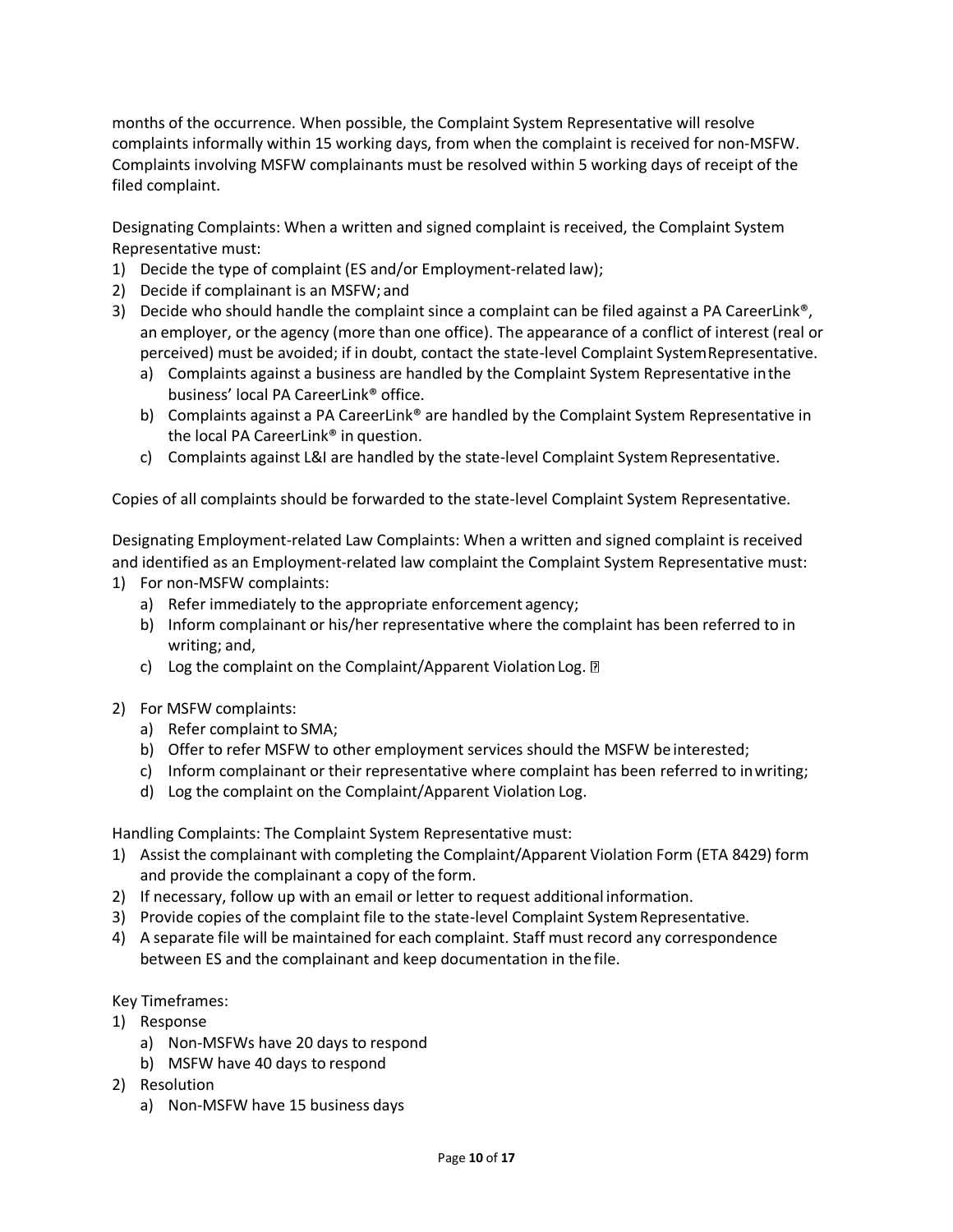months of the occurrence. When possible, the Complaint System Representative will resolve complaints informally within 15 working days, from when the complaint is received for non-MSFW. Complaints involving MSFW complainants must be resolved within 5 working days of receipt of the filed complaint.

Designating Complaints: When a written and signed complaint is received, the Complaint System Representative must:

1) Decide the type of complaint (ES and/or Employment-related law);
2) Decide if complainant is an MSFW; and
3) Decide who should handle the complaint since a complaint can be filed against a PA CareerLink®, an employer, or the agency (more than one office). The appearance of a conflict of interest (real or perceived) must be avoided; if in doubt, contact the state-level Complaint System Representative.
   a) Complaints against a business are handled by the Complaint System Representative in the business' local PA CareerLink® office.
   b) Complaints against a PA CareerLink® are handled by the Complaint System Representative in the local PA CareerLink® in question.
   c) Complaints against L&I are handled by the state-level Complaint System Representative.

Copies of all complaints should be forwarded to the state-level Complaint System Representative.

Designating Employment-related Law Complaints: When a written and signed complaint is received and identified as an Employment-related law complaint the Complaint System Representative must:

1) For non-MSFW complaints:
   a) Refer immediately to the appropriate enforcement agency;
   b) Inform complainant or his/her representative where the complaint has been referred to in writing; and,
   c) Log the complaint on the Complaint/Apparent Violation Log.

2) For MSFW complaints:
   a) Refer complaint to SMA;
   b) Offer to refer MSFW to other employment services should the MSFW be interested;
   c) Inform complainant or their representative where complaint has been referred to in writing;
   d) Log the complaint on the Complaint/Apparent Violation Log.

Handling Complaints: The Complaint System Representative must:

1) Assist the complainant with completing the Complaint/Apparent Violation Form (ETA 8429) form and provide the complainant a copy of the form.
2) If necessary, follow up with an email or letter to request additional information.
3) Provide copies of the complaint file to the state-level Complaint System Representative.
4) A separate file will be maintained for each complaint. Staff must record any correspondence between ES and the complainant and keep documentation in the file.

Key Timeframes:

1) Response
   a) Non-MSFWs have 20 days to respond
   b) MSFW have 40 days to respond
2) Resolution
   a) Non-MSFW have 15 business days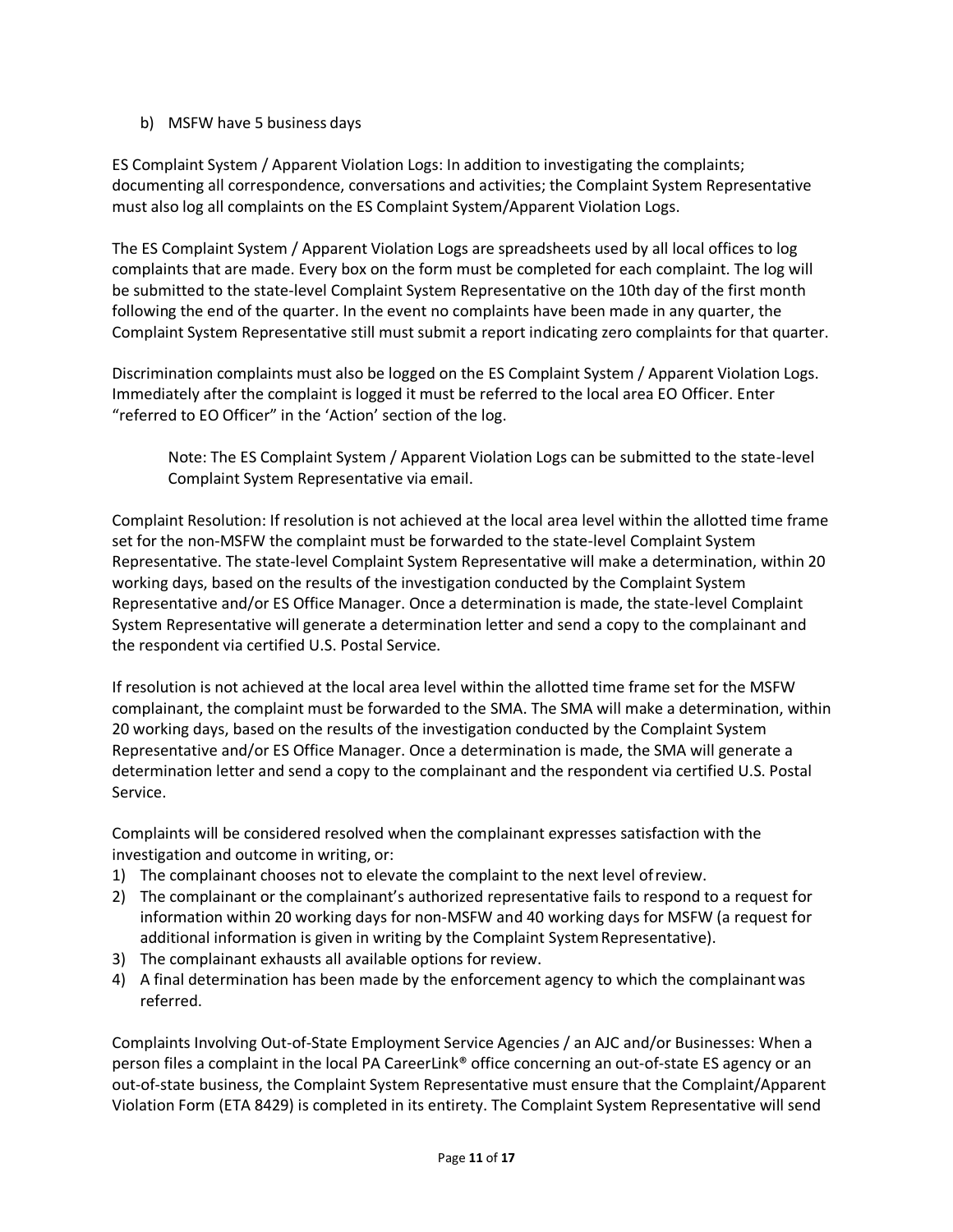b) MSFW have 5 business days

ES Complaint System / Apparent Violation Logs: In addition to investigating the complaints; documenting all correspondence, conversations and activities; the Complaint System Representative must also log all complaints on the ES Complaint System/Apparent Violation Logs.

The ES Complaint System / Apparent Violation Logs are spreadsheets used by all local offices to log complaints that are made. Every box on the form must be completed for each complaint. The log will be submitted to the state-level Complaint System Representative on the 10th day of the first month following the end of the quarter. In the event no complaints have been made in any quarter, the Complaint System Representative still must submit a report indicating zero complaints for that quarter.

Discrimination complaints must also be logged on the ES Complaint System / Apparent Violation Logs. Immediately after the complaint is logged it must be referred to the local area EO Officer. Enter "referred to EO Officer" in the 'Action' section of the log.

> Note: The ES Complaint System / Apparent Violation Logs can be submitted to the state-level Complaint System Representative via email.

Complaint Resolution: If resolution is not achieved at the local area level within the allotted time frame set for the non-MSFW the complaint must be forwarded to the state-level Complaint System Representative. The state-level Complaint System Representative will make a determination, within 20 working days, based on the results of the investigation conducted by the Complaint System Representative and/or ES Office Manager. Once a determination is made, the state-level Complaint System Representative will generate a determination letter and send a copy to the complainant and the respondent via certified U.S. Postal Service.

If resolution is not achieved at the local area level within the allotted time frame set for the MSFW complainant, the complaint must be forwarded to the SMA. The SMA will make a determination, within 20 working days, based on the results of the investigation conducted by the Complaint System Representative and/or ES Office Manager. Once a determination is made, the SMA will generate a determination letter and send a copy to the complainant and the respondent via certified U.S. Postal Service.

Complaints will be considered resolved when the complainant expresses satisfaction with the investigation and outcome in writing, or:

1) The complainant chooses not to elevate the complaint to the next level of review.
2) The complainant or the complainant's authorized representative fails to respond to a request for information within 20 working days for non-MSFW and 40 working days for MSFW (a request for additional information is given in writing by the Complaint System Representative).
3) The complainant exhausts all available options for review.
4) A final determination has been made by the enforcement agency to which the complainant was referred.

Complaints Involving Out-of-State Employment Service Agencies / an AJC and/or Businesses: When a person files a complaint in the local PA CareerLink® office concerning an out-of-state ES agency or an out-of-state business, the Complaint System Representative must ensure that the Complaint/Apparent Violation Form (ETA 8429) is completed in its entirety. The Complaint System Representative will send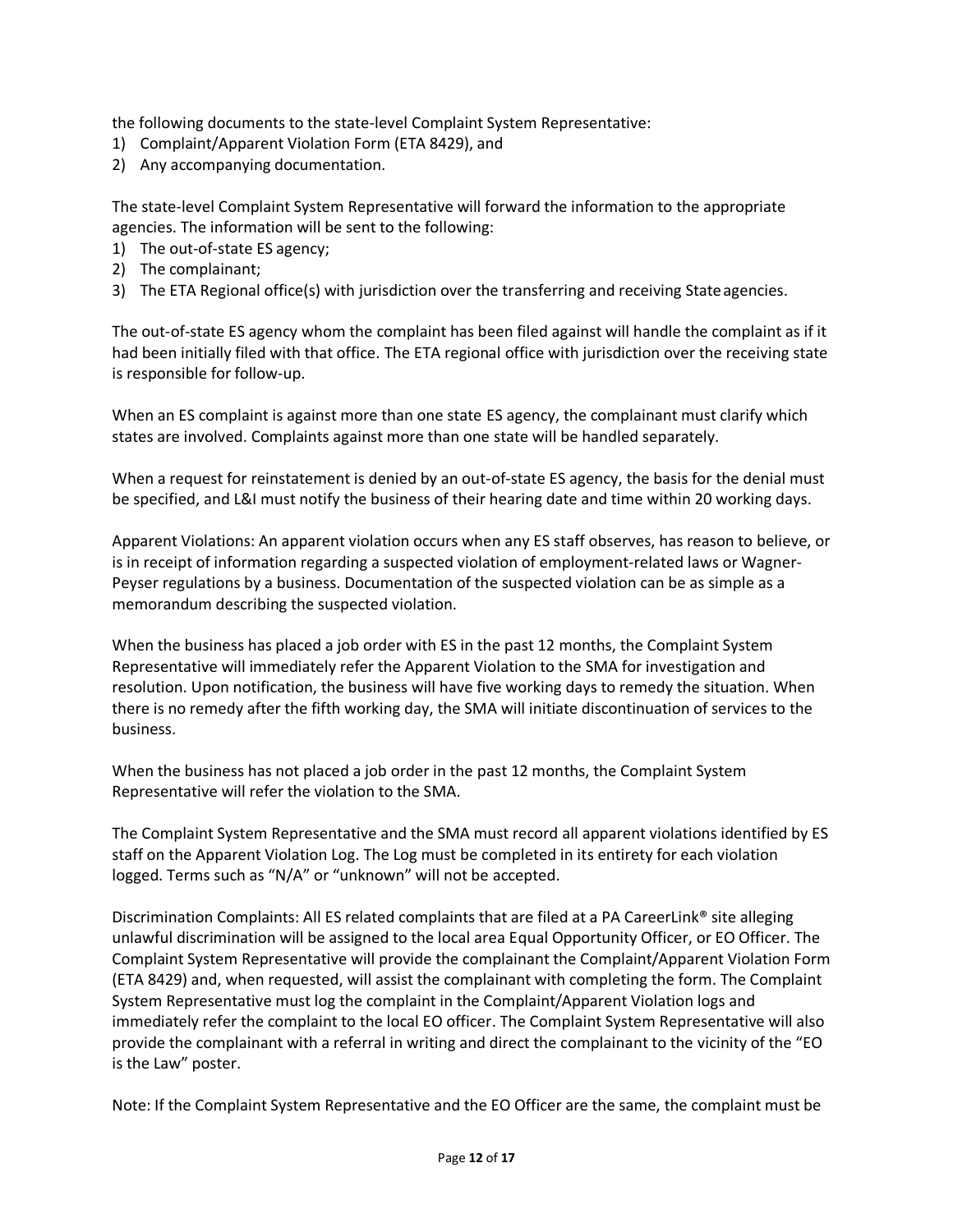the following documents to the state-level Complaint System Representative:

1) Complaint/Apparent Violation Form (ETA 8429), and
2) Any accompanying documentation.

The state-level Complaint System Representative will forward the information to the appropriate agencies. The information will be sent to the following:

1) The out-of-state ES agency;
2) The complainant;
3) The ETA Regional office(s) with jurisdiction over the transferring and receiving State agencies.

The out-of-state ES agency whom the complaint has been filed against will handle the complaint as if it had been initially filed with that office. The ETA regional office with jurisdiction over the receiving state is responsible for follow-up.

When an ES complaint is against more than one state ES agency, the complainant must clarify which states are involved. Complaints against more than one state will be handled separately.

When a request for reinstatement is denied by an out-of-state ES agency, the basis for the denial must be specified, and L&I must notify the business of their hearing date and time within 20 working days.

Apparent Violations: An apparent violation occurs when any ES staff observes, has reason to believe, or is in receipt of information regarding a suspected violation of employment-related laws or Wagner-Peyser regulations by a business. Documentation of the suspected violation can be as simple as a memorandum describing the suspected violation.

When the business has placed a job order with ES in the past 12 months, the Complaint System Representative will immediately refer the Apparent Violation to the SMA for investigation and resolution. Upon notification, the business will have five working days to remedy the situation. When there is no remedy after the fifth working day, the SMA will initiate discontinuation of services to the business.

When the business has not placed a job order in the past 12 months, the Complaint System Representative will refer the violation to the SMA.

The Complaint System Representative and the SMA must record all apparent violations identified by ES staff on the Apparent Violation Log. The Log must be completed in its entirety for each violation logged. Terms such as “N/A” or “unknown” will not be accepted.

Discrimination Complaints: All ES related complaints that are filed at a PA CareerLink® site alleging unlawful discrimination will be assigned to the local area Equal Opportunity Officer, or EO Officer. The Complaint System Representative will provide the complainant the Complaint/Apparent Violation Form (ETA 8429) and, when requested, will assist the complainant with completing the form. The Complaint System Representative must log the complaint in the Complaint/Apparent Violation logs and immediately refer the complaint to the local EO officer. The Complaint System Representative will also provide the complainant with a referral in writing and direct the complainant to the vicinity of the “EO is the Law” poster.

Note: If the Complaint System Representative and the EO Officer are the same, the complaint must be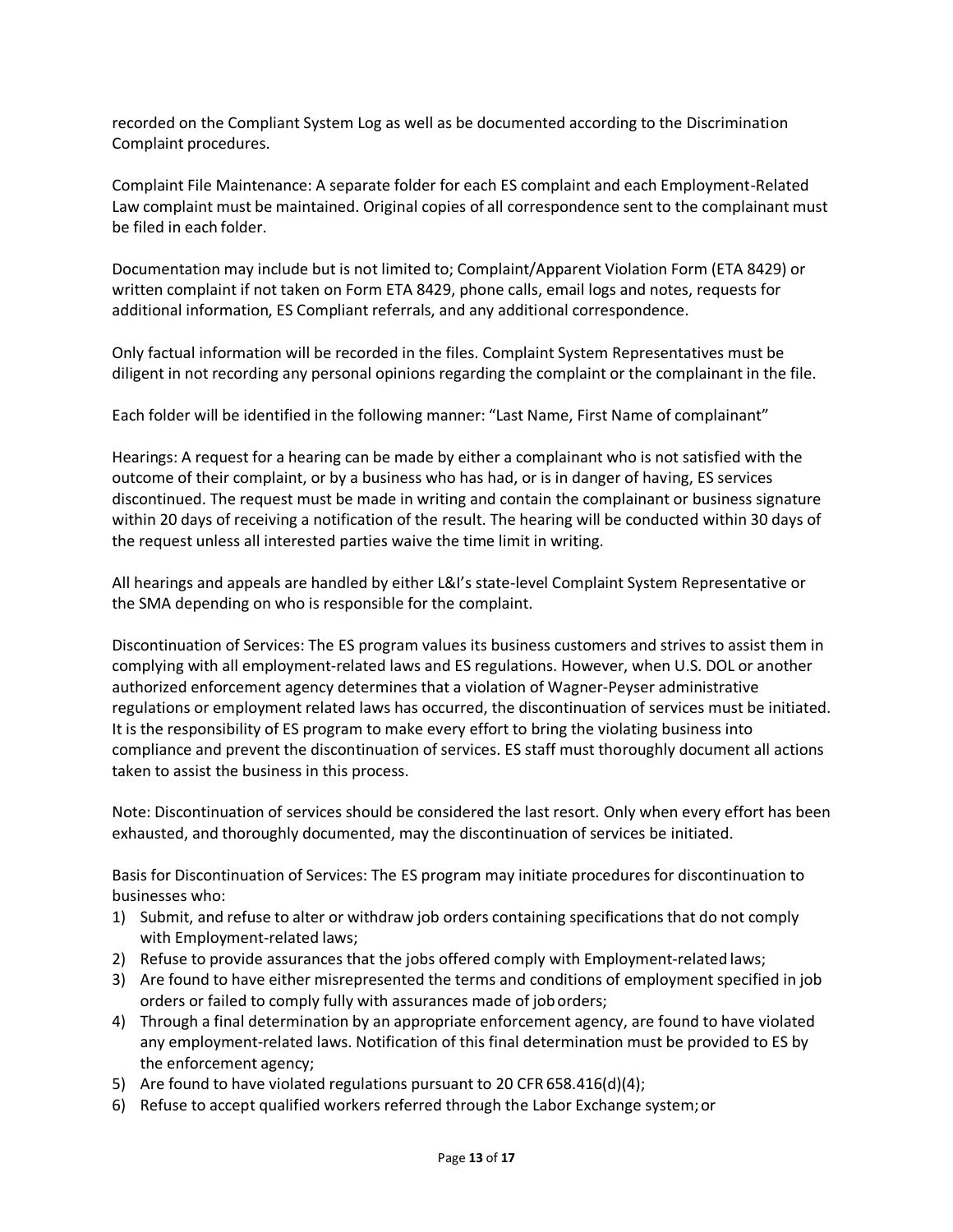recorded on the Compliant System Log as well as be documented according to the Discrimination Complaint procedures.

Complaint File Maintenance: A separate folder for each ES complaint and each Employment-Related Law complaint must be maintained. Original copies of all correspondence sent to the complainant must be filed in each folder.

Documentation may include but is not limited to; Complaint/Apparent Violation Form (ETA 8429) or written complaint if not taken on Form ETA 8429, phone calls, email logs and notes, requests for additional information, ES Compliant referrals, and any additional correspondence.

Only factual information will be recorded in the files. Complaint System Representatives must be diligent in not recording any personal opinions regarding the complaint or the complainant in the file.

Each folder will be identified in the following manner: "Last Name, First Name of complainant"

Hearings: A request for a hearing can be made by either a complainant who is not satisfied with the outcome of their complaint, or by a business who has had, or is in danger of having, ES services discontinued. The request must be made in writing and contain the complainant or business signature within 20 days of receiving a notification of the result. The hearing will be conducted within 30 days of the request unless all interested parties waive the time limit in writing.

All hearings and appeals are handled by either L&I's state-level Complaint System Representative or the SMA depending on who is responsible for the complaint.

Discontinuation of Services: The ES program values its business customers and strives to assist them in complying with all employment-related laws and ES regulations. However, when U.S. DOL or another authorized enforcement agency determines that a violation of Wagner-Peyser administrative regulations or employment related laws has occurred, the discontinuation of services must be initiated. It is the responsibility of ES program to make every effort to bring the violating business into compliance and prevent the discontinuation of services. ES staff must thoroughly document all actions taken to assist the business in this process.

Note: Discontinuation of services should be considered the last resort. Only when every effort has been exhausted, and thoroughly documented, may the discontinuation of services be initiated.

Basis for Discontinuation of Services: The ES program may initiate procedures for discontinuation to businesses who:

1) Submit, and refuse to alter or withdraw job orders containing specifications that do not comply with Employment-related laws;
2) Refuse to provide assurances that the jobs offered comply with Employment-related laws;
3) Are found to have either misrepresented the terms and conditions of employment specified in job orders or failed to comply fully with assurances made of job orders;
4) Through a final determination by an appropriate enforcement agency, are found to have violated any employment-related laws. Notification of this final determination must be provided to ES by the enforcement agency;
5) Are found to have violated regulations pursuant to 20 CFR 658.416(d)(4);
6) Refuse to accept qualified workers referred through the Labor Exchange system; or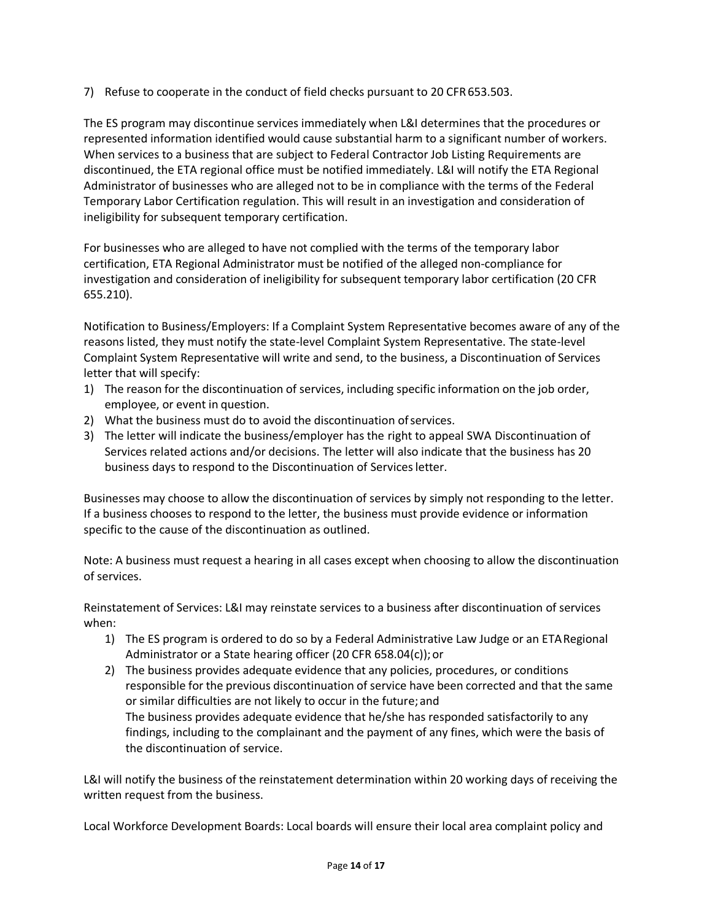7) Refuse to cooperate in the conduct of field checks pursuant to 20 CFR 653.503.

The ES program may discontinue services immediately when L&I determines that the procedures or represented information identified would cause substantial harm to a significant number of workers. When services to a business that are subject to Federal Contractor Job Listing Requirements are discontinued, the ETA regional office must be notified immediately. L&I will notify the ETA Regional Administrator of businesses who are alleged not to be in compliance with the terms of the Federal Temporary Labor Certification regulation. This will result in an investigation and consideration of ineligibility for subsequent temporary certification.

For businesses who are alleged to have not complied with the terms of the temporary labor certification, ETA Regional Administrator must be notified of the alleged non-compliance for investigation and consideration of ineligibility for subsequent temporary labor certification (20 CFR 655.210).

Notification to Business/Employers: If a Complaint System Representative becomes aware of any of the reasons listed, they must notify the state-level Complaint System Representative. The state-level Complaint System Representative will write and send, to the business, a Discontinuation of Services letter that will specify:

1) The reason for the discontinuation of services, including specific information on the job order, employee, or event in question.
2) What the business must do to avoid the discontinuation of services.
3) The letter will indicate the business/employer has the right to appeal SWA Discontinuation of Services related actions and/or decisions. The letter will also indicate that the business has 20 business days to respond to the Discontinuation of Services letter.

Businesses may choose to allow the discontinuation of services by simply not responding to the letter. If a business chooses to respond to the letter, the business must provide evidence or information specific to the cause of the discontinuation as outlined.

Note: A business must request a hearing in all cases except when choosing to allow the discontinuation of services.

Reinstatement of Services: L&I may reinstate services to a business after discontinuation of services when:

1) The ES program is ordered to do so by a Federal Administrative Law Judge or an ETA Regional Administrator or a State hearing officer (20 CFR 658.04(c)); or
2) The business provides adequate evidence that any policies, procedures, or conditions responsible for the previous discontinuation of service have been corrected and that the same or similar difficulties are not likely to occur in the future; and
   The business provides adequate evidence that he/she has responded satisfactorily to any findings, including to the complainant and the payment of any fines, which were the basis of the discontinuation of service.

L&I will notify the business of the reinstatement determination within 20 working days of receiving the written request from the business.

Local Workforce Development Boards: Local boards will ensure their local area complaint policy and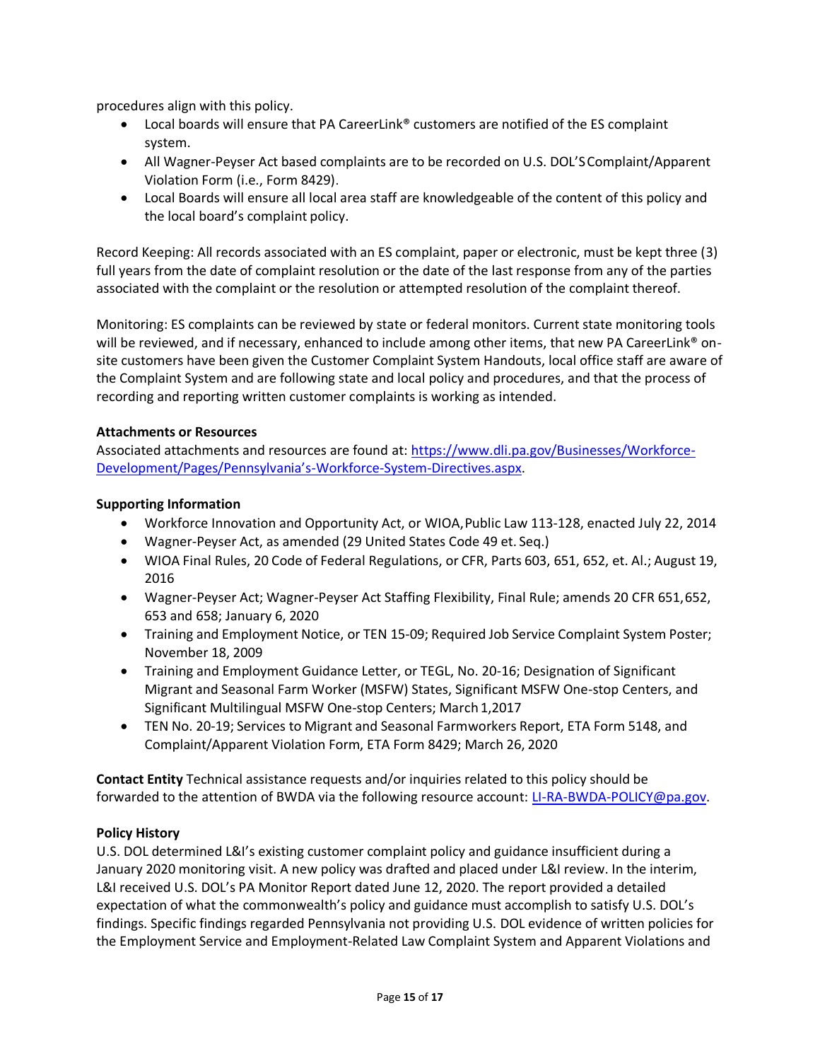procedures align with this policy.

- Local boards will ensure that PA CareerLink® customers are notified of the ES complaint system.
- All Wagner-Peyser Act based complaints are to be recorded on U.S. DOL'S Complaint/Apparent Violation Form (i.e., Form 8429).
- Local Boards will ensure all local area staff are knowledgeable of the content of this policy and the local board's complaint policy.

Record Keeping: All records associated with an ES complaint, paper or electronic, must be kept three (3) full years from the date of complaint resolution or the date of the last response from any of the parties associated with the complaint or the resolution or attempted resolution of the complaint thereof.

Monitoring: ES complaints can be reviewed by state or federal monitors. Current state monitoring tools will be reviewed, and if necessary, enhanced to include among other items, that new PA CareerLink® on-site customers have been given the Customer Complaint System Handouts, local office staff are aware of the Complaint System and are following state and local policy and procedures, and that the process of recording and reporting written customer complaints is working as intended.

**Attachments or Resources**

Associated attachments and resources are found at: [https://www.dli.pa.gov/Businesses/Workforce-Development/Pages/Pennsylvania's-Workforce-System-Directives.aspx](https://www.dli.pa.gov/Businesses/Workforce-Development/Pages/Pennsylvania's-Workforce-System-Directives.aspx).

**Supporting Information**

- Workforce Innovation and Opportunity Act, or WIOA, Public Law 113-128, enacted July 22, 2014
- Wagner-Peyser Act, as amended (29 United States Code 49 et. Seq.)
- WIOA Final Rules, 20 Code of Federal Regulations, or CFR, Parts 603, 651, 652, et. Al.; August 19, 2016
- Wagner-Peyser Act; Wagner-Peyser Act Staffing Flexibility, Final Rule; amends 20 CFR 651, 652, 653 and 658; January 6, 2020
- Training and Employment Notice, or TEN 15-09; Required Job Service Complaint System Poster; November 18, 2009
- Training and Employment Guidance Letter, or TEGL, No. 20-16; Designation of Significant Migrant and Seasonal Farm Worker (MSFW) States, Significant MSFW One-stop Centers, and Significant Multilingual MSFW One-stop Centers; March 1, 2017
- TEN No. 20-19; Services to Migrant and Seasonal Farmworkers Report, ETA Form 5148, and Complaint/Apparent Violation Form, ETA Form 8429; March 26, 2020

**Contact Entity** Technical assistance requests and/or inquiries related to this policy should be forwarded to the attention of BWDA via the following resource account: [LI-RA-BWDA-POLICY@pa.gov](mailto:LI-RA-BWDA-POLICY@pa.gov).

**Policy History**

U.S. DOL determined L&I's existing customer complaint policy and guidance insufficient during a January 2020 monitoring visit. A new policy was drafted and placed under L&I review. In the interim, L&I received U.S. DOL's PA Monitor Report dated June 12, 2020. The report provided a detailed expectation of what the commonwealth's policy and guidance must accomplish to satisfy U.S. DOL's findings. Specific findings regarded Pennsylvania not providing U.S. DOL evidence of written policies for the Employment Service and Employment-Related Law Complaint System and Apparent Violations and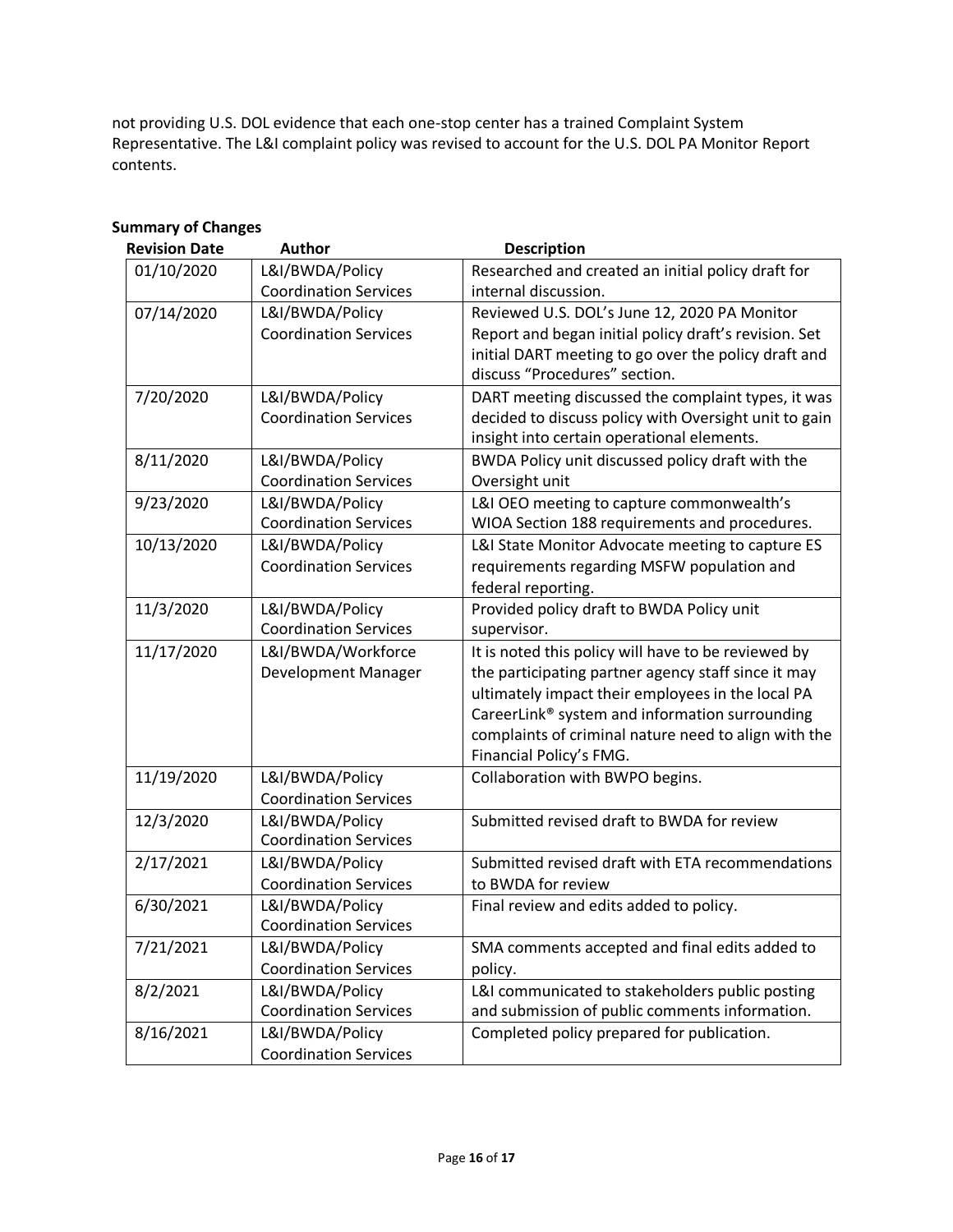not providing U.S. DOL evidence that each one-stop center has a trained Complaint System Representative. The L&I complaint policy was revised to account for the U.S. DOL PA Monitor Report contents.

**Summary of Changes**

| Revision Date | Author | Description |
|---|---|---|
| 01/10/2020 | L&I/BWDA/Policy Coordination Services | Researched and created an initial policy draft for internal discussion. |
| 07/14/2020 | L&I/BWDA/Policy Coordination Services | Reviewed U.S. DOL's June 12, 2020 PA Monitor Report and began initial policy draft's revision. Set initial DART meeting to go over the policy draft and discuss "Procedures" section. |
| 7/20/2020 | L&I/BWDA/Policy Coordination Services | DART meeting discussed the complaint types, it was decided to discuss policy with Oversight unit to gain insight into certain operational elements. |
| 8/11/2020 | L&I/BWDA/Policy Coordination Services | BWDA Policy unit discussed policy draft with the Oversight unit |
| 9/23/2020 | L&I/BWDA/Policy Coordination Services | L&I OEO meeting to capture commonwealth's WIOA Section 188 requirements and procedures. |
| 10/13/2020 | L&I/BWDA/Policy Coordination Services | L&I State Monitor Advocate meeting to capture ES requirements regarding MSFW population and federal reporting. |
| 11/3/2020 | L&I/BWDA/Policy Coordination Services | Provided policy draft to BWDA Policy unit supervisor. |
| 11/17/2020 | L&I/BWDA/Workforce Development Manager | It is noted this policy will have to be reviewed by the participating partner agency staff since it may ultimately impact their employees in the local PA CareerLink® system and information surrounding complaints of criminal nature need to align with the Financial Policy's FMG. |
| 11/19/2020 | L&I/BWDA/Policy Coordination Services | Collaboration with BWPO begins. |
| 12/3/2020 | L&I/BWDA/Policy Coordination Services | Submitted revised draft to BWDA for review |
| 2/17/2021 | L&I/BWDA/Policy Coordination Services | Submitted revised draft with ETA recommendations to BWDA for review |
| 6/30/2021 | L&I/BWDA/Policy Coordination Services | Final review and edits added to policy. |
| 7/21/2021 | L&I/BWDA/Policy Coordination Services | SMA comments accepted and final edits added to policy. |
| 8/2/2021 | L&I/BWDA/Policy Coordination Services | L&I communicated to stakeholders public posting and submission of public comments information. |
| 8/16/2021 | L&I/BWDA/Policy Coordination Services | Completed policy prepared for publication. |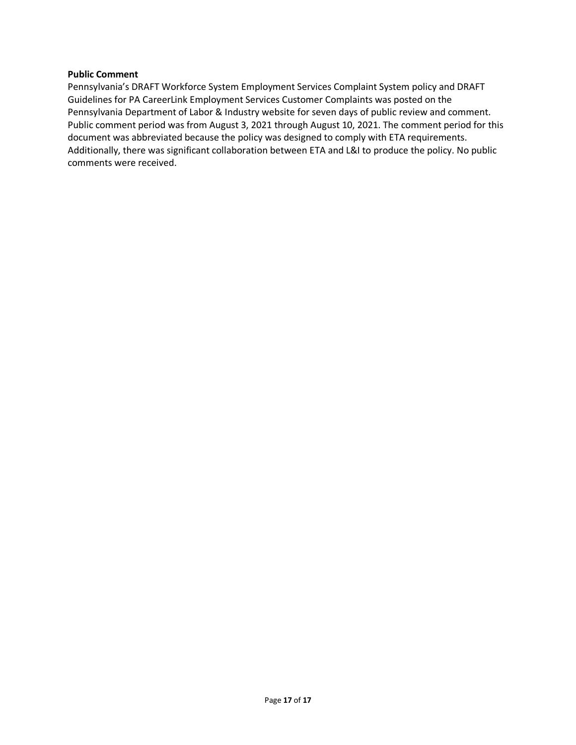**Public Comment**

Pennsylvania's DRAFT Workforce System Employment Services Complaint System policy and DRAFT Guidelines for PA CareerLink Employment Services Customer Complaints was posted on the Pennsylvania Department of Labor & Industry website for seven days of public review and comment. Public comment period was from August 3, 2021 through August 10, 2021. The comment period for this document was abbreviated because the policy was designed to comply with ETA requirements. Additionally, there was significant collaboration between ETA and L&I to produce the policy. No public comments were received.